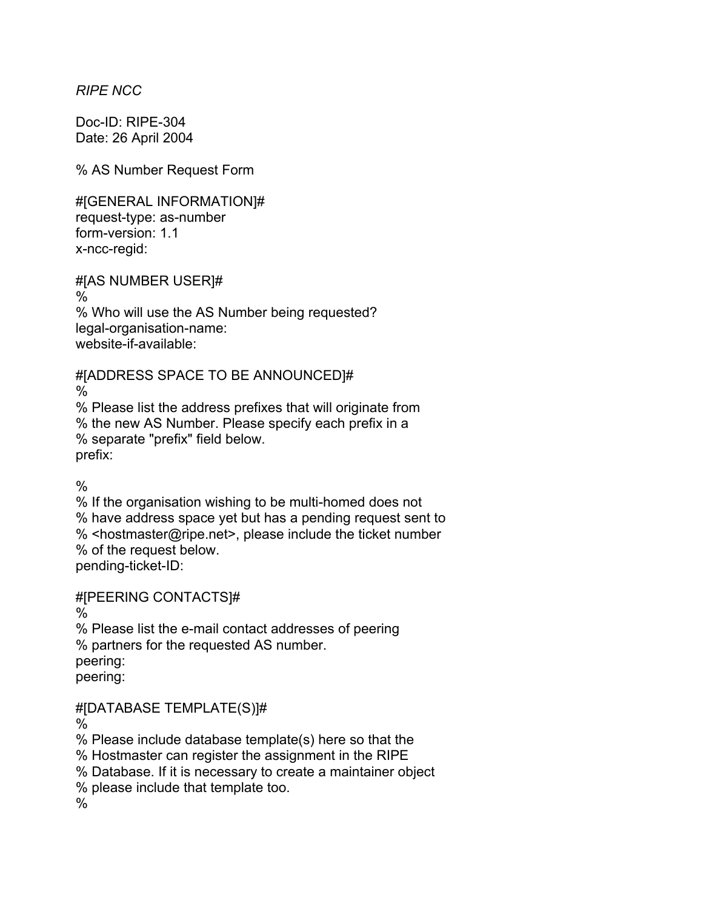*RIPE NCC*

Doc-ID: RIPE-304
Date: 26 April 2004

```
% AS Number Request Form

#[GENERAL INFORMATION]#
request-type: as-number
form-version: 1.1
x-ncc-regid:

#[AS NUMBER USER]#
%
% Who will use the AS Number being requested?
legal-organisation-name:
website-if-available:

#[ADDRESS SPACE TO BE ANNOUNCED]#
%
% Please list the address prefixes that will originate from
% the new AS Number. Please specify each prefix in a
% separate "prefix" field below.
prefix:

%
% If the organisation wishing to be multi-homed does not
% have address space yet but has a pending request sent to
% <hostmaster@ripe.net>, please include the ticket number
% of the request below.
pending-ticket-ID:

#[PEERING CONTACTS]#
%
% Please list the e-mail contact addresses of peering
% partners for the requested AS number.
peering:
peering:

#[DATABASE TEMPLATE(S)]#
%
% Please include database template(s) here so that the
% Hostmaster can register the assignment in the RIPE
% Database. If it is necessary to create a maintainer object
% please include that template too.
%
```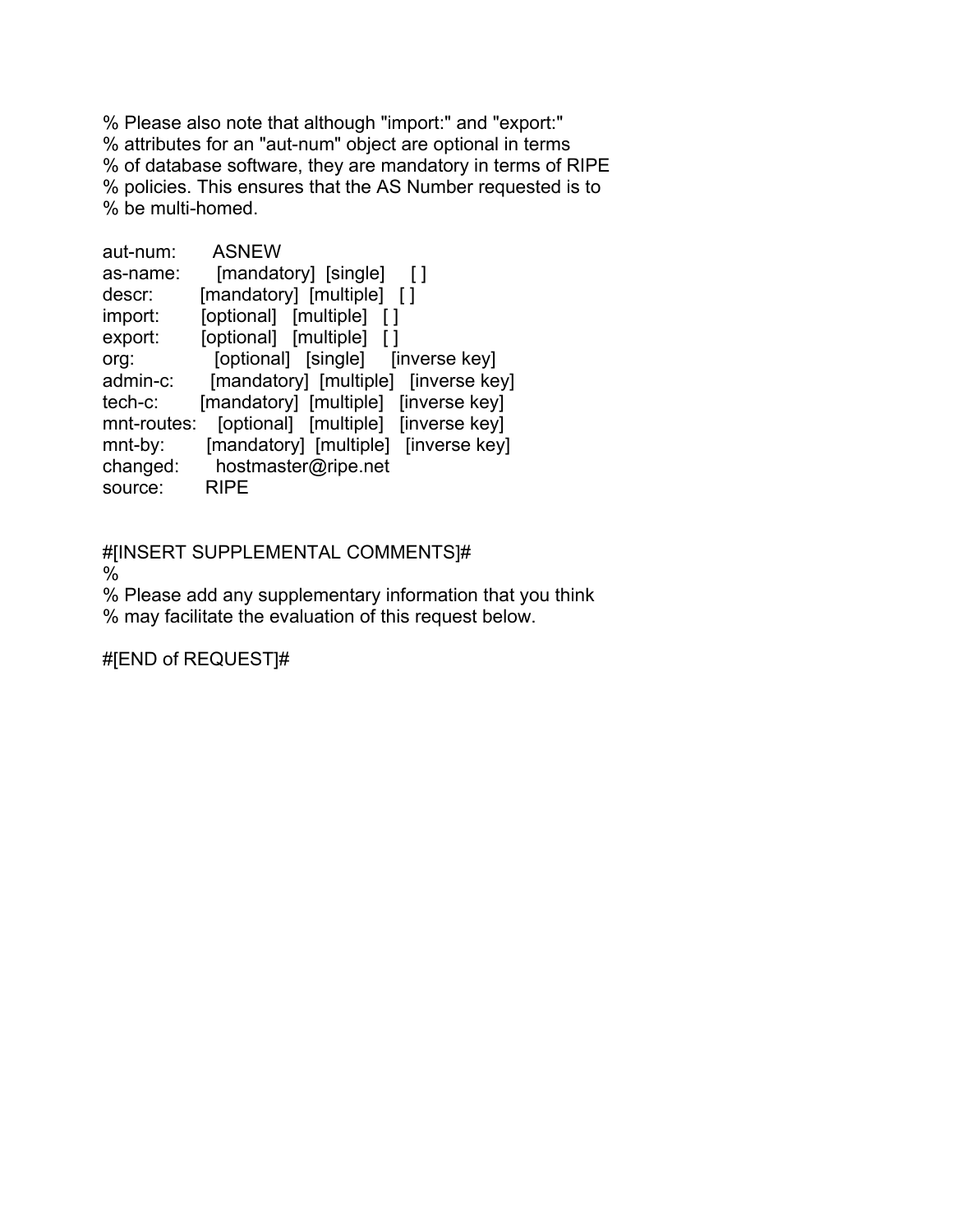% Please also note that although "import:" and "export:"
% attributes for an "aut-num" object are optional in terms
% of database software, they are mandatory in terms of RIPE
% policies. This ensures that the AS Number requested is to
% be multi-homed.

```
aut-num:       ASNEW
as-name:       [mandatory]  [single]     [ ]
descr:         [mandatory]  [multiple]   [ ]
import:        [optional]   [multiple]   [ ]
export:        [optional]   [multiple]   [ ]
org:           [optional]   [single]     [inverse key]
admin-c:       [mandatory]  [multiple]   [inverse key]
tech-c:        [mandatory]  [multiple]   [inverse key]
mnt-routes:    [optional]   [multiple]   [inverse key]
mnt-by:        [mandatory]  [multiple]   [inverse key]
changed:       hostmaster@ripe.net
source:        RIPE
```

#[INSERT SUPPLEMENTAL COMMENTS]#
%
% Please add any supplementary information that you think
% may facilitate the evaluation of this request below.

#[END of REQUEST]#